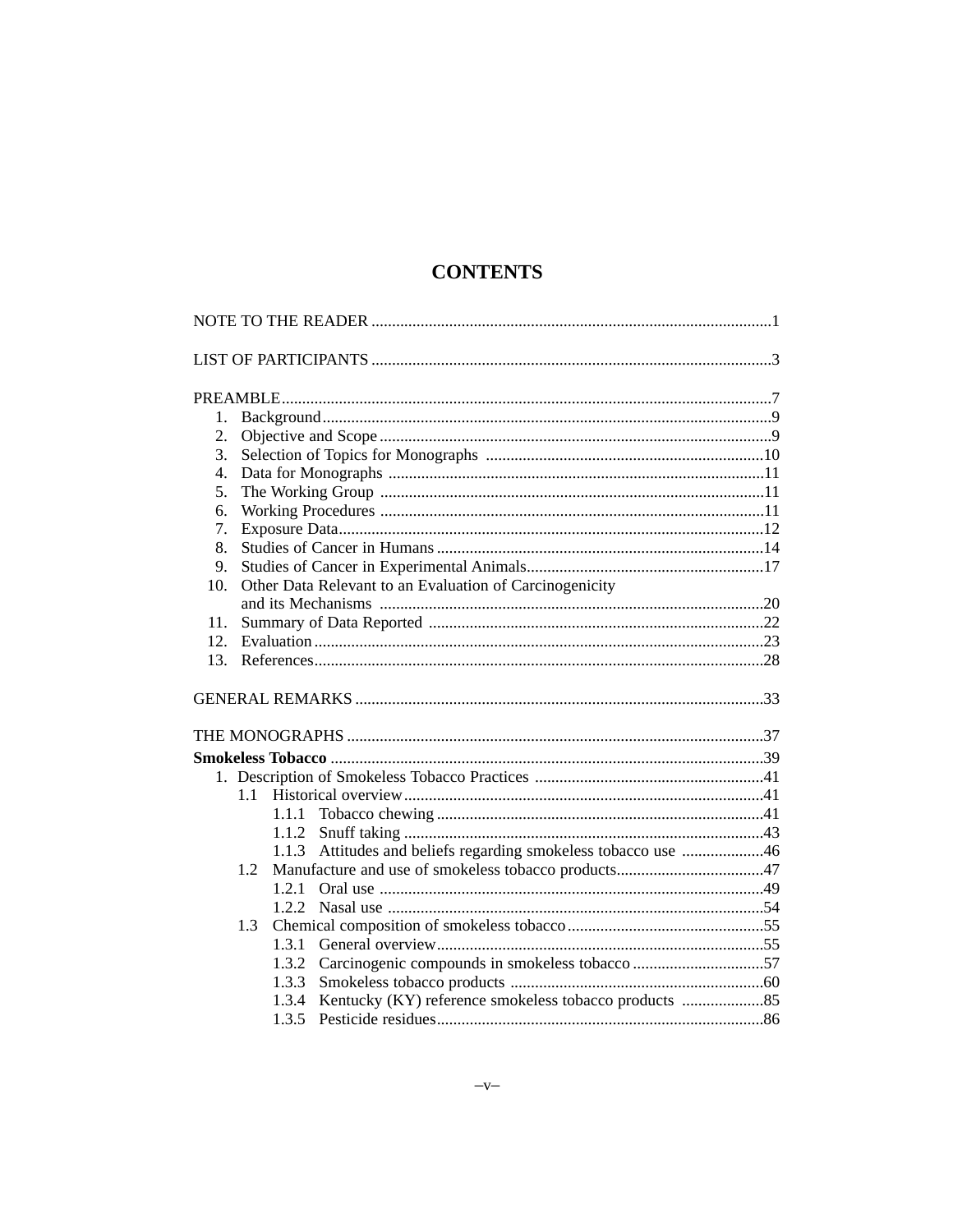# CONTENTS

NOTE TO THE READER ....................................................................................1

LIST OF PARTICIPANTS ................................................................................3

PREAMBLE.......................................................................................................7

1. Background ....................................................................................................9
2. Objective and Scope .......................................................................................9
3. Selection of Topics for Monographs ............................................................10
4. Data for Monographs ....................................................................................11
5. The Working Group ......................................................................................11
6. Working Procedures ......................................................................................11
7. Exposure Data................................................................................................12
8. Studies of Cancer in Humans ........................................................................14
9. Studies of Cancer in Experimental Animals..................................................17
10. Other Data Relevant to an Evaluation of Carcinogenicity and its Mechanisms ......................................................................................20
11. Summary of Data Reported ..........................................................................22
12. Evaluation .....................................................................................................23
13. References.....................................................................................................28

GENERAL REMARKS ..................................................................................33

THE MONOGRAPHS ....................................................................................37

**Smokeless Tobacco** .......................................................................................39

1. Description of Smokeless Tobacco Practices ................................................41
   - 1.1 Historical overview...............................................................................41
     - 1.1.1 Tobacco chewing ..........................................................................41
     - 1.1.2 Snuff taking ..................................................................................43
     - 1.1.3 Attitudes and beliefs regarding smokeless tobacco use ..................46
   - 1.2 Manufacture and use of smokeless tobacco products...............................47
     - 1.2.1 Oral use ........................................................................................49
     - 1.2.2 Nasal use ......................................................................................54
   - 1.3 Chemical composition of smokeless tobacco ........................................55
     - 1.3.1 General overview..........................................................................55
     - 1.3.2 Carcinogenic compounds in smokeless tobacco ............................57
     - 1.3.3 Smokeless tobacco products .........................................................60
     - 1.3.4 Kentucky (KY) reference smokeless tobacco products ..................85
     - 1.3.5 Pesticide residues..........................................................................86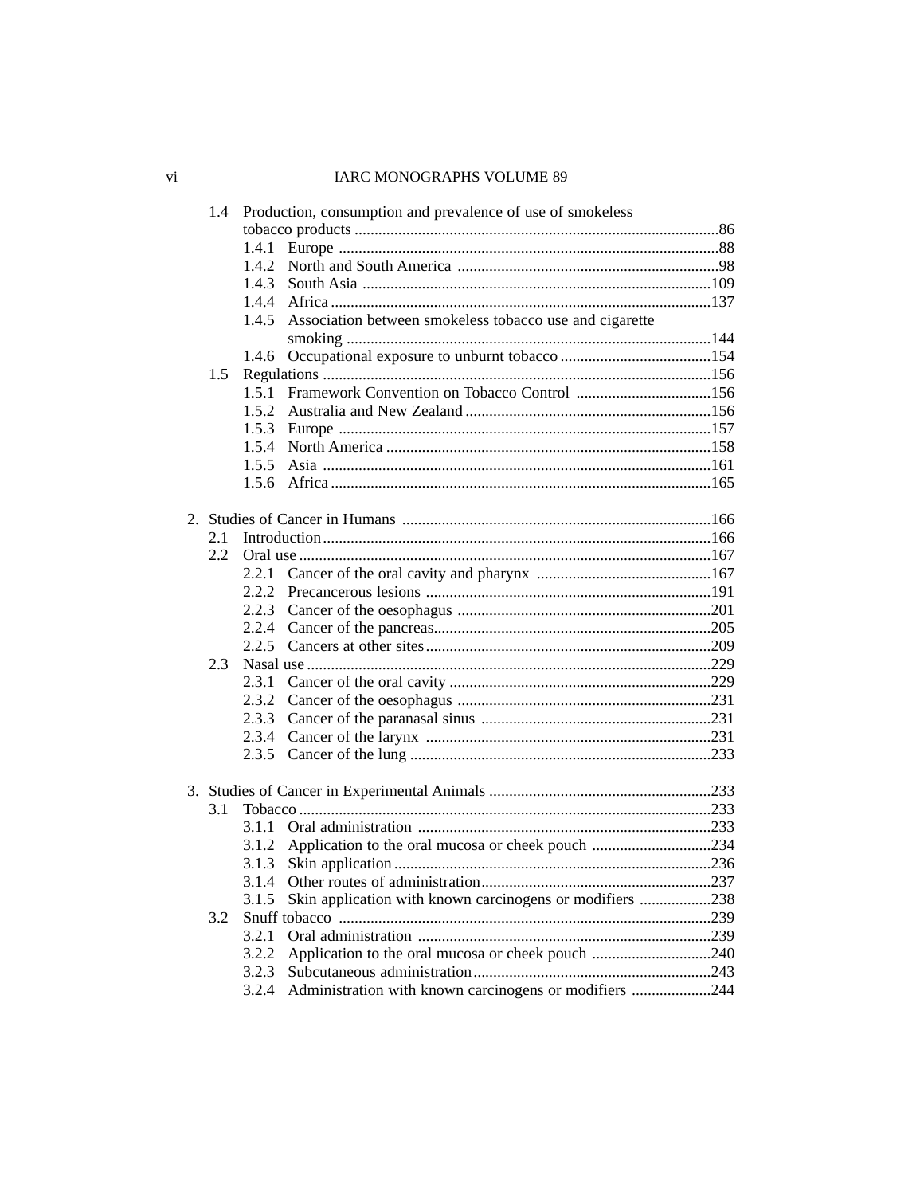- 1.4 Production, consumption and prevalence of use of smokeless tobacco products ....86
  - 1.4.1 Europe ....88
  - 1.4.2 North and South America ....98
  - 1.4.3 South Asia ....109
  - 1.4.4 Africa ....137
  - 1.4.5 Association between smokeless tobacco use and cigarette smoking ....144
  - 1.4.6 Occupational exposure to unburnt tobacco ....154
- 1.5 Regulations ....156
  - 1.5.1 Framework Convention on Tobacco Control ....156
  - 1.5.2 Australia and New Zealand ....156
  - 1.5.3 Europe ....157
  - 1.5.4 North America ....158
  - 1.5.5 Asia ....161
  - 1.5.6 Africa ....165

2. Studies of Cancer in Humans ....166
   - 2.1 Introduction ....166
   - 2.2 Oral use ....167
     - 2.2.1 Cancer of the oral cavity and pharynx ....167
     - 2.2.2 Precancerous lesions ....191
     - 2.2.3 Cancer of the oesophagus ....201
     - 2.2.4 Cancer of the pancreas ....205
     - 2.2.5 Cancers at other sites ....209
   - 2.3 Nasal use ....229
     - 2.3.1 Cancer of the oral cavity ....229
     - 2.3.2 Cancer of the oesophagus ....231
     - 2.3.3 Cancer of the paranasal sinus ....231
     - 2.3.4 Cancer of the larynx ....231
     - 2.3.5 Cancer of the lung ....233

3. Studies of Cancer in Experimental Animals ....233
   - 3.1 Tobacco ....233
     - 3.1.1 Oral administration ....233
     - 3.1.2 Application to the oral mucosa or cheek pouch ....234
     - 3.1.3 Skin application ....236
     - 3.1.4 Other routes of administration ....237
     - 3.1.5 Skin application with known carcinogens or modifiers ....238
   - 3.2 Snuff tobacco ....239
     - 3.2.1 Oral administration ....239
     - 3.2.2 Application to the oral mucosa or cheek pouch ....240
     - 3.2.3 Subcutaneous administration ....243
     - 3.2.4 Administration with known carcinogens or modifiers ....244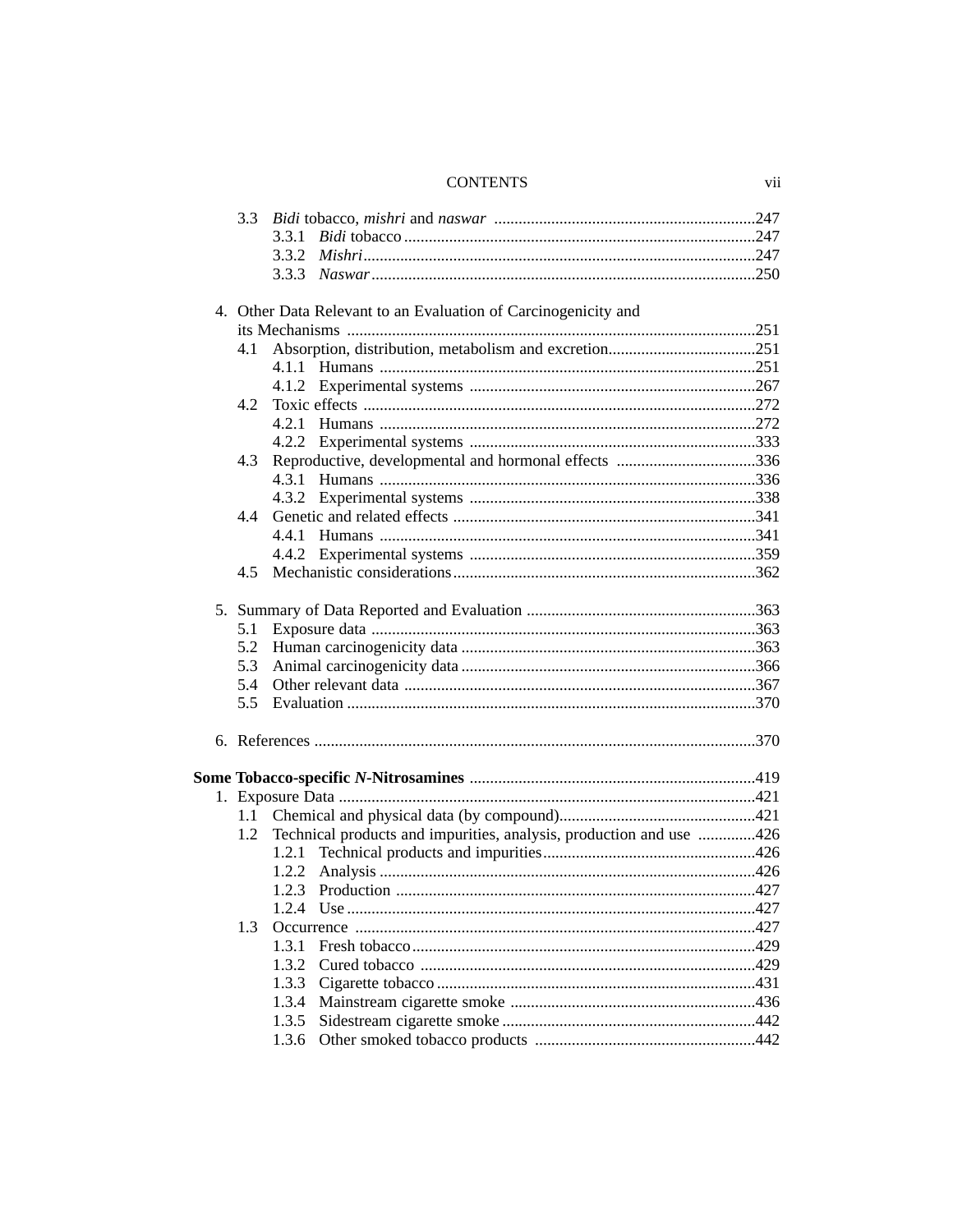3.3 *Bidi* tobacco, *mishri* and *naswar* ...............................................................247
- 3.3.1 *Bidi* tobacco.....................................................................................247
- 3.3.2 *Mishri*...............................................................................................247
- 3.3.3 *Naswar*.............................................................................................250

4. Other Data Relevant to an Evaluation of Carcinogenicity and its Mechanisms ..................................................................................................251
   - 4.1 Absorption, distribution, metabolism and excretion....................................251
     - 4.1.1 Humans ...........................................................................................251
     - 4.1.2 Experimental systems .....................................................................267
   - 4.2 Toxic effects ...............................................................................................272
     - 4.2.1 Humans ...........................................................................................272
     - 4.2.2 Experimental systems .....................................................................333
   - 4.3 Reproductive, developmental and hormonal effects ..................................336
     - 4.3.1 Humans ...........................................................................................336
     - 4.3.2 Experimental systems .....................................................................338
   - 4.4 Genetic and related effects .........................................................................341
     - 4.4.1 Humans ...........................................................................................341
     - 4.4.2 Experimental systems .....................................................................359
   - 4.5 Mechanistic considerations.........................................................................362

5. Summary of Data Reported and Evaluation ........................................................363
   - 5.1 Exposure data .............................................................................................363
   - 5.2 Human carcinogenicity data .......................................................................363
   - 5.3 Animal carcinogenicity data .......................................................................366
   - 5.4 Other relevant data .....................................................................................367
   - 5.5 Evaluation ...................................................................................................370

6. References ...........................................................................................................370

**Some Tobacco-specific *N*-Nitrosamines** ......................................................................419

1. Exposure Data .....................................................................................................421
   - 1.1 Chemical and physical data (by compound)................................................421
   - 1.2 Technical products and impurities, analysis, production and use ..............426
     - 1.2.1 Technical products and impurities...................................................426
     - 1.2.2 Analysis ...........................................................................................426
     - 1.2.3 Production .......................................................................................427
     - 1.2.4 Use ...................................................................................................427
   - 1.3 Occurrence .................................................................................................427
     - 1.3.1 Fresh tobacco...................................................................................429
     - 1.3.2 Cured tobacco .................................................................................429
     - 1.3.3 Cigarette tobacco .............................................................................431
     - 1.3.4 Mainstream cigarette smoke ...........................................................436
     - 1.3.5 Sidestream cigarette smoke .............................................................442
     - 1.3.6 Other smoked tobacco products ......................................................442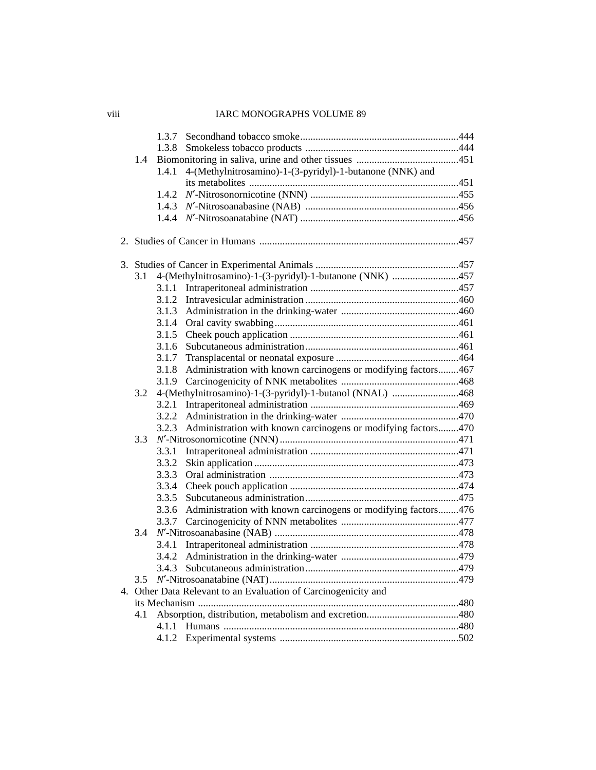1.3.7 Secondhand tobacco smoke ....................................................................444
1.3.8 Smokeless tobacco products ..................................................................444

1.4 Biomonitoring in saliva, urine and other tissues ......................................451

1.4.1 4-(Methylnitrosamino)-1-(3-pyridyl)-1-butanone (NNK) and its metabolites ........................................................................................451
1.4.2 *N*′-Nitrosonornicotine (NNN) ..............................................................455
1.4.3 *N*′-Nitrosoanabasine (NAB) ................................................................456
1.4.4 *N*′-Nitrosoanatabine (NAT) .................................................................456

2. Studies of Cancer in Humans ......................................................................457

3. Studies of Cancer in Experimental Animals ..............................................457

3.1 4-(Methylnitrosamino)-1-(3-pyridyl)-1-butanone (NNK) ........................457

3.1.1 Intraperitoneal administration ..............................................................457
3.1.2 Intravesicular administration .................................................................460
3.1.3 Administration in the drinking-water ....................................................460
3.1.4 Oral cavity swabbing .............................................................................461
3.1.5 Cheek pouch application .......................................................................461
3.1.6 Subcutaneous administration .................................................................461
3.1.7 Transplacental or neonatal exposure .....................................................464
3.1.8 Administration with known carcinogens or modifying factors ........467
3.1.9 Carcinogenicity of NNK metabolites ....................................................468

3.2 4-(Methylnitrosamino)-1-(3-pyridyl)-1-butanol (NNAL) ........................468

3.2.1 Intraperitoneal administration ..............................................................469
3.2.2 Administration in the drinking-water ....................................................470
3.2.3 Administration with known carcinogens or modifying factors ........470

3.3 *N*′-Nitrosonornicotine (NNN) ....................................................................471

3.3.1 Intraperitoneal administration ..............................................................471
3.3.2 Skin application .....................................................................................473
3.3.3 Oral administration ................................................................................473
3.3.4 Cheek pouch application .......................................................................474
3.3.5 Subcutaneous administration .................................................................475
3.3.6 Administration with known carcinogens or modifying factors ........476
3.3.7 Carcinogenicity of NNN metabolites ....................................................477

3.4 *N*′-Nitrosoanabasine (NAB) ......................................................................478

3.4.1 Intraperitoneal administration ..............................................................478
3.4.2 Administration in the drinking-water ....................................................479
3.4.3 Subcutaneous administration .................................................................479

3.5 *N*′-Nitrosoanatabine (NAT) .......................................................................479

4. Other Data Relevant to an Evaluation of Carcinogenicity and its Mechanism ..........................................................................................480

4.1 Absorption, distribution, metabolism and excretion ..................................480

4.1.1 Humans ..................................................................................................480
4.1.2 Experimental systems ............................................................................502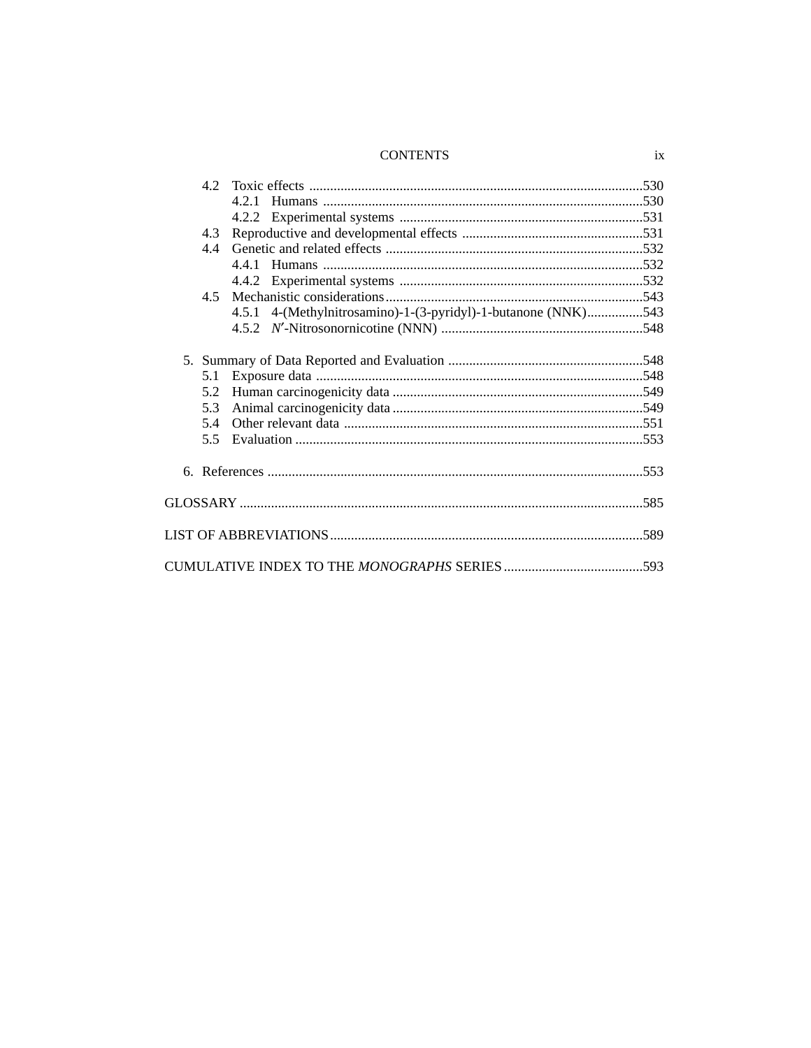4.2 Toxic effects ...............................................................................................530
  4.2.1 Humans ...........................................................................................530
  4.2.2 Experimental systems .....................................................................531
4.3 Reproductive and developmental effects ...................................................531
4.4 Genetic and related effects ..........................................................................532
  4.4.1 Humans ...........................................................................................532
  4.4.2 Experimental systems .....................................................................532
4.5 Mechanistic considerations..........................................................................543
  4.5.1 4-(Methylnitrosamino)-1-(3-pyridyl)-1-butanone (NNK)................543
  4.5.2 *N′*-Nitrosonornicotine (NNN) ..........................................................548

5. Summary of Data Reported and Evaluation ........................................................548
  5.1 Exposure data .............................................................................................548
  5.2 Human carcinogenicity data .......................................................................549
  5.3 Animal carcinogenicity data ........................................................................549
  5.4 Other relevant data .....................................................................................551
  5.5 Evaluation ...................................................................................................553

6. References ..........................................................................................................553

GLOSSARY ...................................................................................................................585

LIST OF ABBREVIATIONS.........................................................................................589

CUMULATIVE INDEX TO THE *MONOGRAPHS* SERIES ........................................593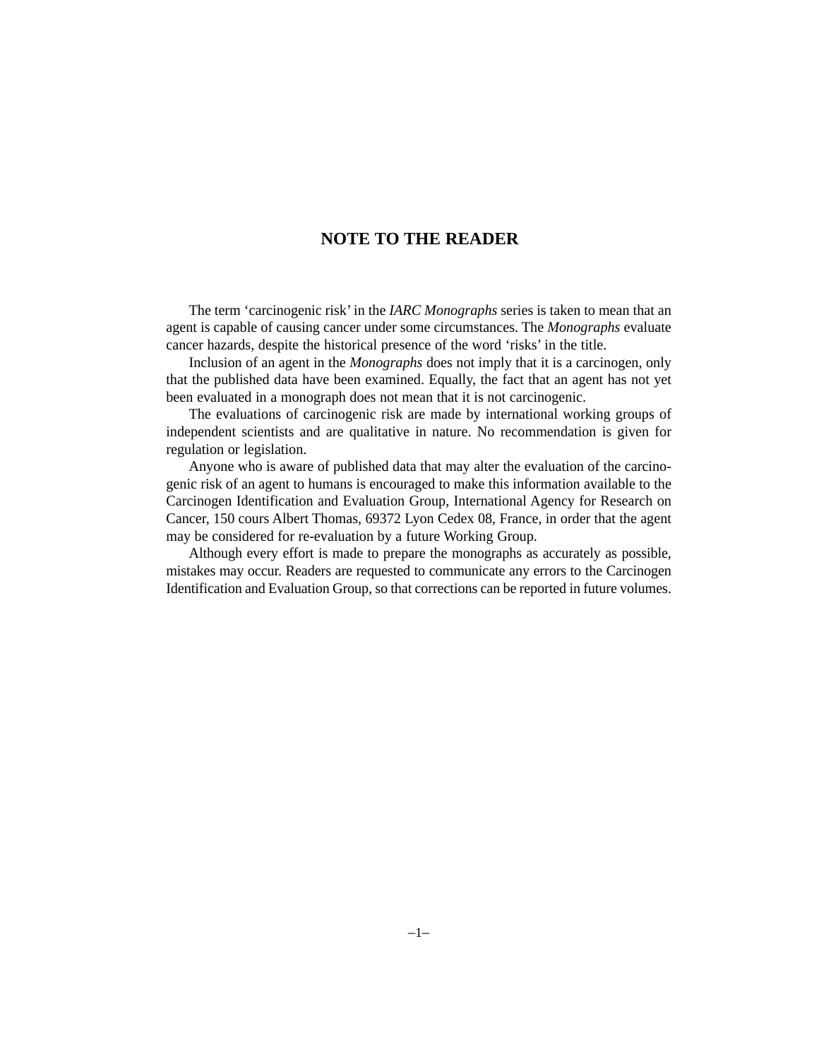# NOTE TO THE READER

The term 'carcinogenic risk' in the *IARC Monographs* series is taken to mean that an agent is capable of causing cancer under some circumstances. The *Monographs* evaluate cancer hazards, despite the historical presence of the word 'risks' in the title.

Inclusion of an agent in the *Monographs* does not imply that it is a carcinogen, only that the published data have been examined. Equally, the fact that an agent has not yet been evaluated in a monograph does not mean that it is not carcinogenic.

The evaluations of carcinogenic risk are made by international working groups of independent scientists and are qualitative in nature. No recommendation is given for regulation or legislation.

Anyone who is aware of published data that may alter the evaluation of the carcinogenic risk of an agent to humans is encouraged to make this information available to the Carcinogen Identification and Evaluation Group, International Agency for Research on Cancer, 150 cours Albert Thomas, 69372 Lyon Cedex 08, France, in order that the agent may be considered for re-evaluation by a future Working Group.

Although every effort is made to prepare the monographs as accurately as possible, mistakes may occur. Readers are requested to communicate any errors to the Carcinogen Identification and Evaluation Group, so that corrections can be reported in future volumes.